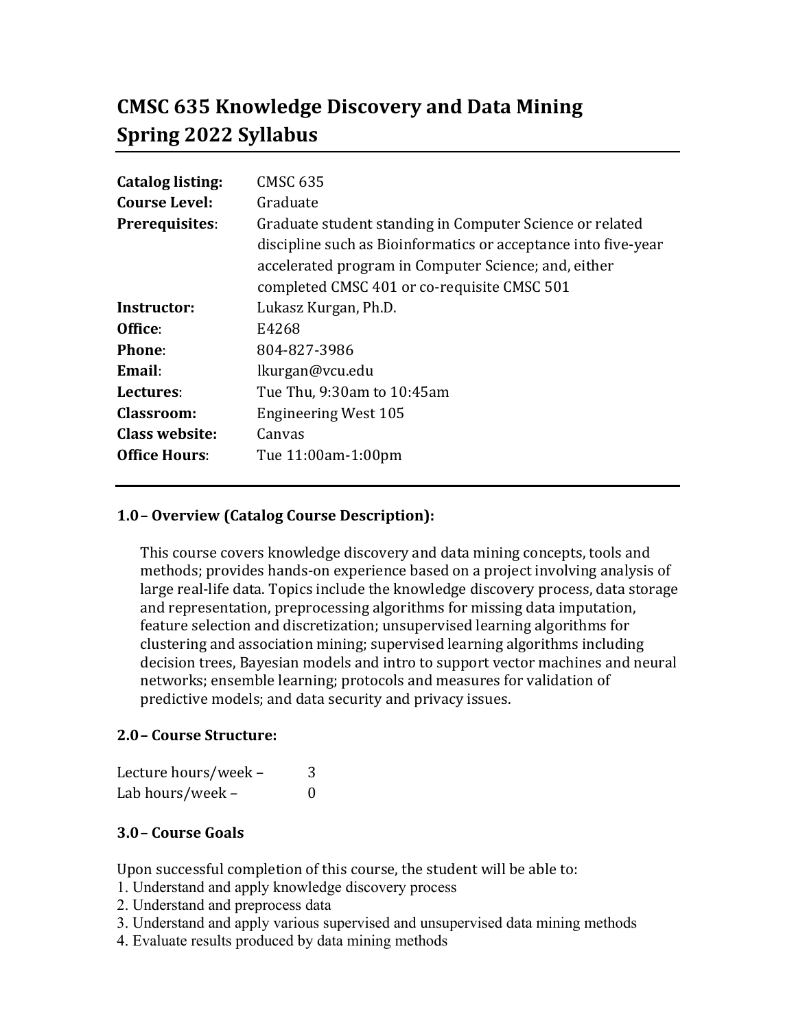# CMSC 635 Knowledge Discovery and Data Mining
# Spring 2022 Syllabus

| | |
|---|---|
| **Catalog listing:** | CMSC 635 |
| **Course Level:** | Graduate |
| **Prerequisites**: | Graduate student standing in Computer Science or related discipline such as Bioinformatics or acceptance into five-year accelerated program in Computer Science; and, either completed CMSC 401 or co-requisite CMSC 501 |
| **Instructor:** | Lukasz Kurgan, Ph.D. |
| **Office**: | E4268 |
| **Phone**: | 804-827-3986 |
| **Email**: | lkurgan@vcu.edu |
| **Lectures**: | Tue Thu, 9:30am to 10:45am |
| **Classroom:** | Engineering West 105 |
| **Class website:** | Canvas |
| **Office Hours**: | Tue 11:00am-1:00pm |

### 1.0 – Overview (Catalog Course Description):

This course covers knowledge discovery and data mining concepts, tools and methods; provides hands-on experience based on a project involving analysis of large real-life data. Topics include the knowledge discovery process, data storage and representation, preprocessing algorithms for missing data imputation, feature selection and discretization; unsupervised learning algorithms for clustering and association mining; supervised learning algorithms including decision trees, Bayesian models and intro to support vector machines and neural networks; ensemble learning; protocols and measures for validation of predictive models; and data security and privacy issues.

### 2.0 – Course Structure:

Lecture hours/week – 3
Lab hours/week – 0

### 3.0 – Course Goals

Upon successful completion of this course, the student will be able to:

1. Understand and apply knowledge discovery process
2. Understand and preprocess data
3. Understand and apply various supervised and unsupervised data mining methods
4. Evaluate results produced by data mining methods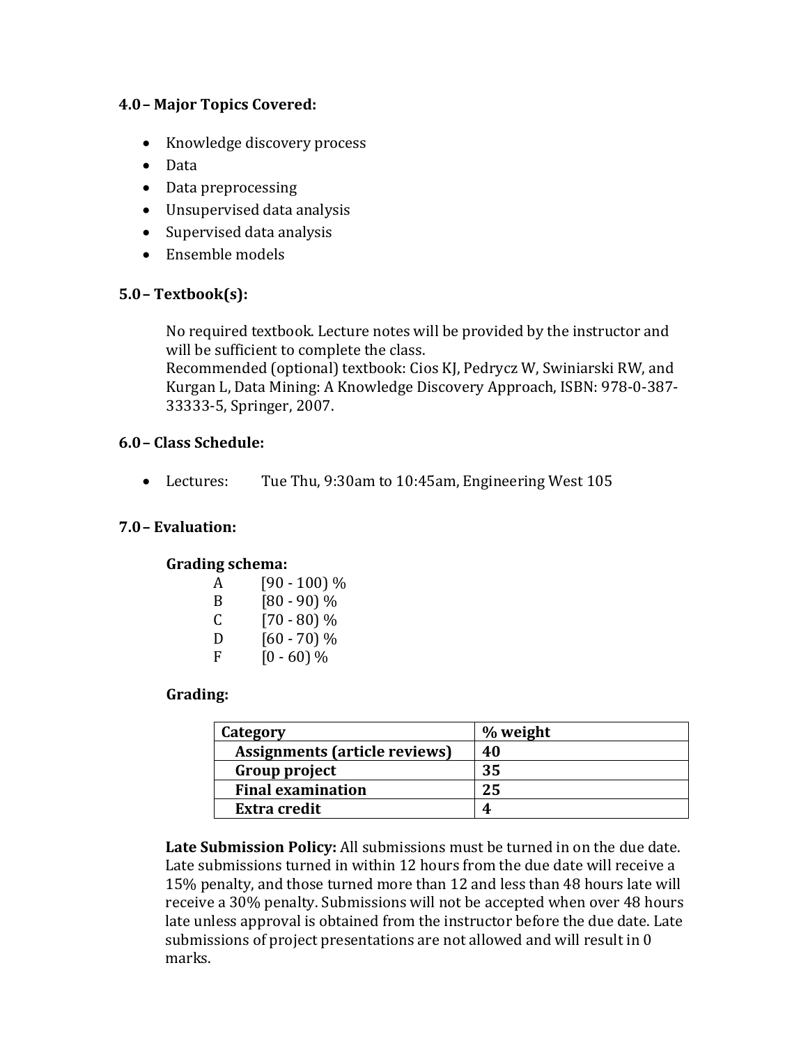### 4.0 – Major Topics Covered:

- Knowledge discovery process
- Data
- Data preprocessing
- Unsupervised data analysis
- Supervised data analysis
- Ensemble models

### 5.0 – Textbook(s):

No required textbook. Lecture notes will be provided by the instructor and will be sufficient to complete the class.
Recommended (optional) textbook: Cios KJ, Pedrycz W, Swiniarski RW, and Kurgan L, Data Mining: A Knowledge Discovery Approach, ISBN: 978-0-387-33333-5, Springer, 2007.

### 6.0 – Class Schedule:

- Lectures: Tue Thu, 9:30am to 10:45am, Engineering West 105

### 7.0 – Evaluation:

**Grading schema:**

A [90 - 100) %
B [80 - 90) %
C [70 - 80) %
D [60 - 70) %
F [0 - 60) %

**Grading:**

| Category | % weight |
|---|---|
| **Assignments (article reviews)** | **40** |
| **Group project** | **35** |
| **Final examination** | **25** |
| **Extra credit** | **4** |

**Late Submission Policy:** All submissions must be turned in on the due date. Late submissions turned in within 12 hours from the due date will receive a 15% penalty, and those turned more than 12 and less than 48 hours late will receive a 30% penalty. Submissions will not be accepted when over 48 hours late unless approval is obtained from the instructor before the due date. Late submissions of project presentations are not allowed and will result in 0 marks.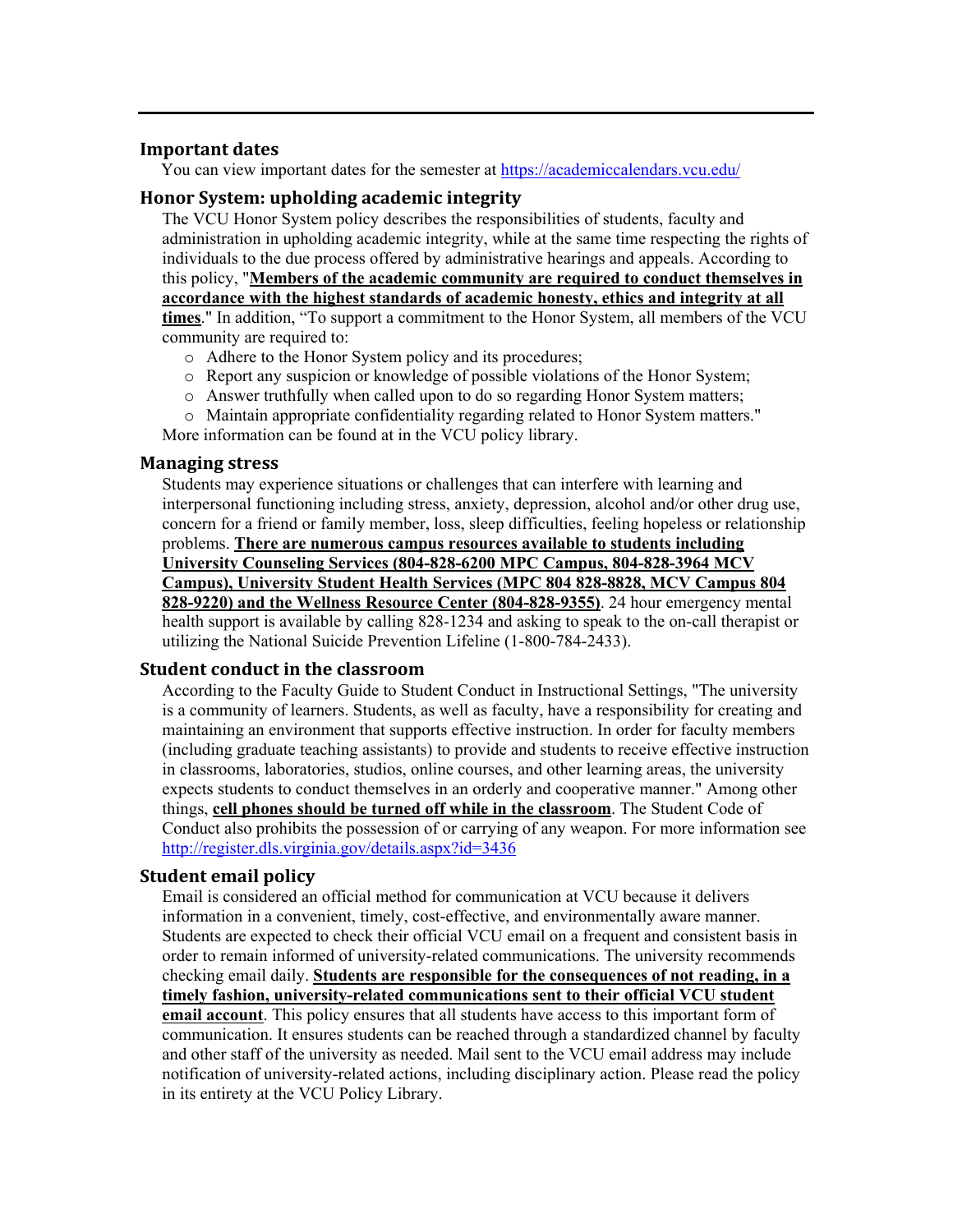## Important dates

You can view important dates for the semester at https://academiccalendars.vcu.edu/

## Honor System: upholding academic integrity

The VCU Honor System policy describes the responsibilities of students, faculty and administration in upholding academic integrity, while at the same time respecting the rights of individuals to the due process offered by administrative hearings and appeals. According to this policy, "**Members of the academic community are required to conduct themselves in accordance with the highest standards of academic honesty, ethics and integrity at all times**." In addition, "To support a commitment to the Honor System, all members of the VCU community are required to:

- Adhere to the Honor System policy and its procedures;
- Report any suspicion or knowledge of possible violations of the Honor System;
- Answer truthfully when called upon to do so regarding Honor System matters;
- Maintain appropriate confidentiality regarding related to Honor System matters."

More information can be found at in the VCU policy library.

## Managing stress

Students may experience situations or challenges that can interfere with learning and interpersonal functioning including stress, anxiety, depression, alcohol and/or other drug use, concern for a friend or family member, loss, sleep difficulties, feeling hopeless or relationship problems. **There are numerous campus resources available to students including University Counseling Services (804-828-6200 MPC Campus, 804-828-3964 MCV Campus), University Student Health Services (MPC 804 828-8828, MCV Campus 804 828-9220) and the Wellness Resource Center (804-828-9355)**. 24 hour emergency mental health support is available by calling 828-1234 and asking to speak to the on-call therapist or utilizing the National Suicide Prevention Lifeline (1-800-784-2433).

## Student conduct in the classroom

According to the Faculty Guide to Student Conduct in Instructional Settings, "The university is a community of learners. Students, as well as faculty, have a responsibility for creating and maintaining an environment that supports effective instruction. In order for faculty members (including graduate teaching assistants) to provide and students to receive effective instruction in classrooms, laboratories, studios, online courses, and other learning areas, the university expects students to conduct themselves in an orderly and cooperative manner." Among other things, **cell phones should be turned off while in the classroom**. The Student Code of Conduct also prohibits the possession of or carrying of any weapon. For more information see http://register.dls.virginia.gov/details.aspx?id=3436

## Student email policy

Email is considered an official method for communication at VCU because it delivers information in a convenient, timely, cost-effective, and environmentally aware manner. Students are expected to check their official VCU email on a frequent and consistent basis in order to remain informed of university-related communications. The university recommends checking email daily. **Students are responsible for the consequences of not reading, in a timely fashion, university-related communications sent to their official VCU student email account**. This policy ensures that all students have access to this important form of communication. It ensures students can be reached through a standardized channel by faculty and other staff of the university as needed. Mail sent to the VCU email address may include notification of university-related actions, including disciplinary action. Please read the policy in its entirety at the VCU Policy Library.